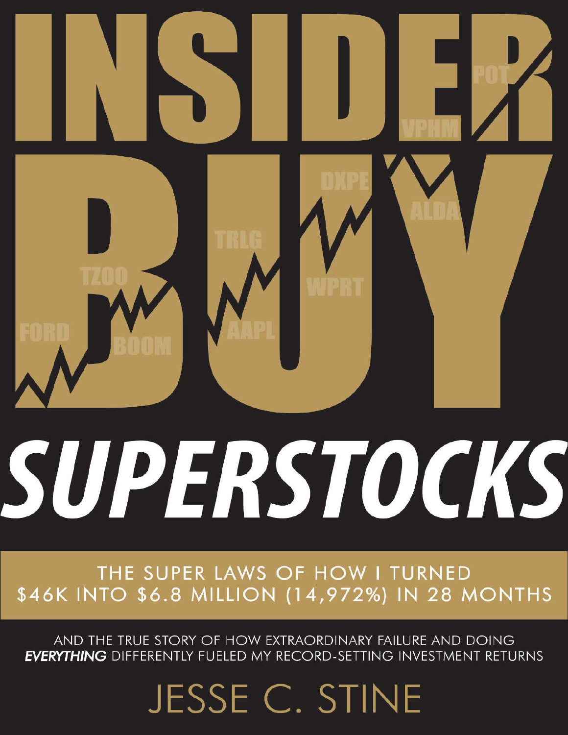# INSIDER BUY SUPERSTOCKS

## THE SUPER LAWS OF HOW I TURNED $46K INTO $6.8 MILLION (14,972%) IN 28 MONTHS

AND THE TRUE STORY OF HOW EXTRAORDINARY FAILURE AND DOING ***EVERYTHING*** DIFFERENTLY FUELED MY RECORD-SETTING INVESTMENT RETURNS

JESSE C. STINE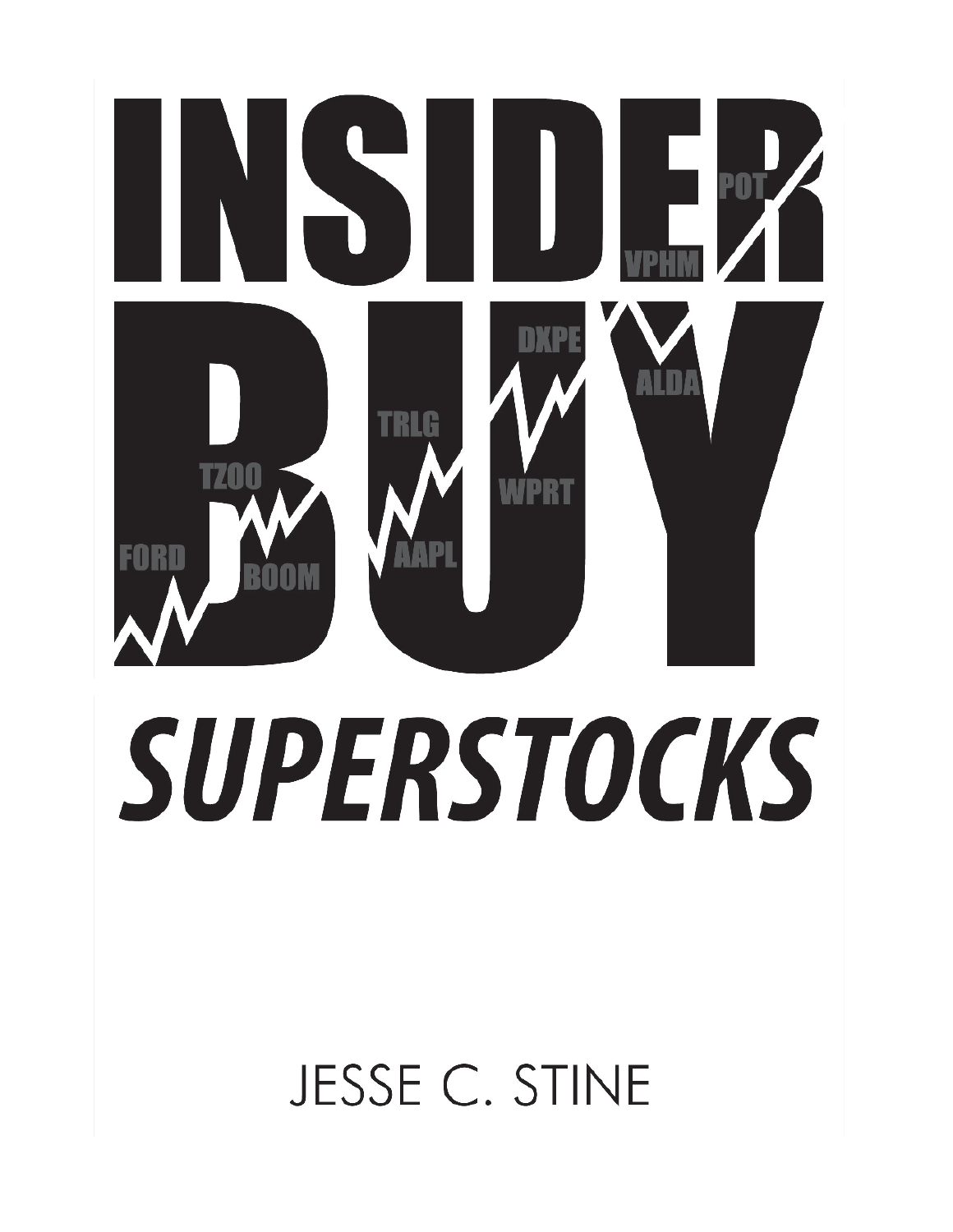# INSIDER BUY

# SUPERSTOCKS

JESSE C. STINE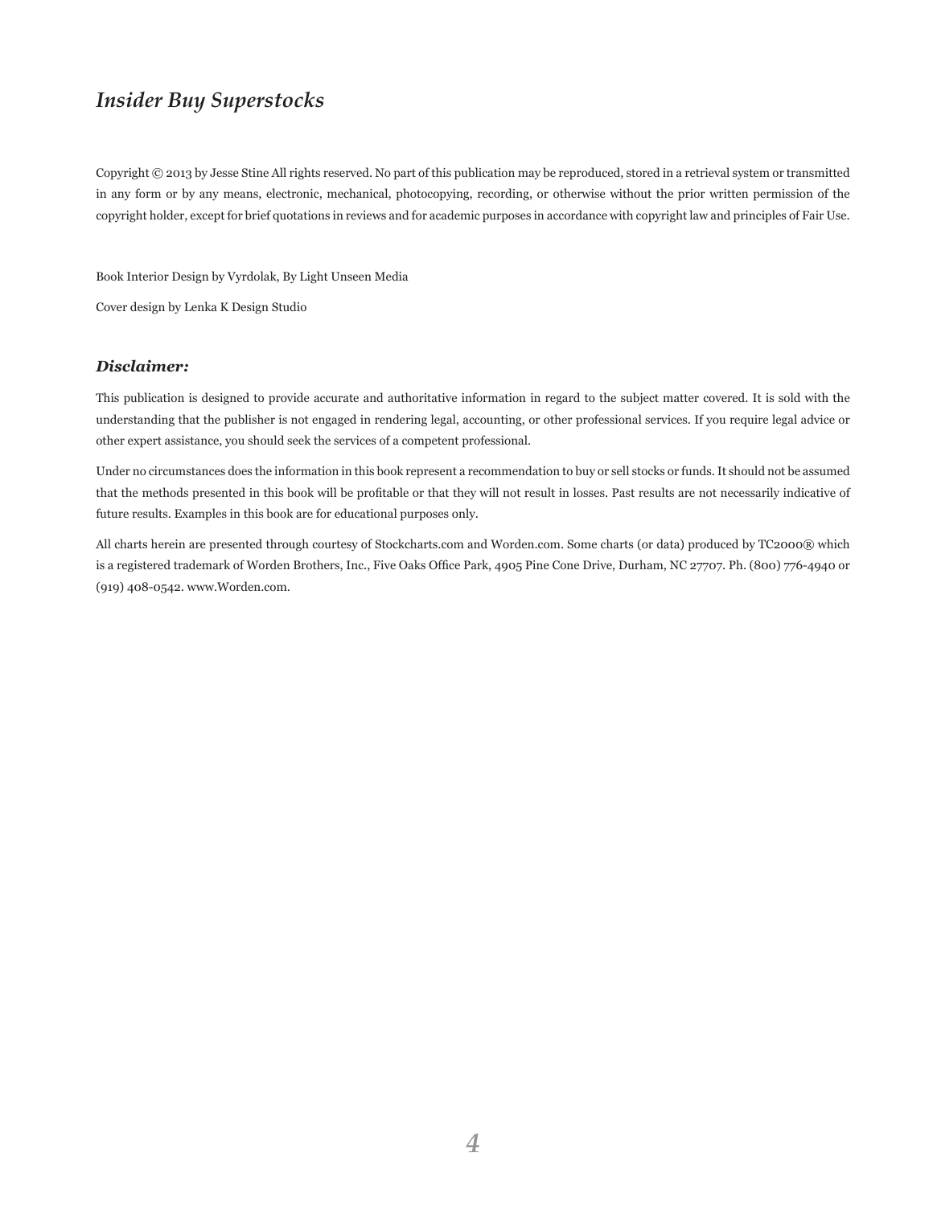*Insider Buy Superstocks*

Copyright © 2013 by Jesse Stine All rights reserved. No part of this publication may be reproduced, stored in a retrieval system or transmitted in any form or by any means, electronic, mechanical, photocopying, recording, or otherwise without the prior written permission of the copyright holder, except for brief quotations in reviews and for academic purposes in accordance with copyright law and principles of Fair Use.

Book Interior Design by Vyrdolak, By Light Unseen Media

Cover design by Lenka K Design Studio

### *Disclaimer:*

This publication is designed to provide accurate and authoritative information in regard to the subject matter covered. It is sold with the understanding that the publisher is not engaged in rendering legal, accounting, or other professional services. If you require legal advice or other expert assistance, you should seek the services of a competent professional.

Under no circumstances does the information in this book represent a recommendation to buy or sell stocks or funds. It should not be assumed that the methods presented in this book will be profitable or that they will not result in losses. Past results are not necessarily indicative of future results. Examples in this book are for educational purposes only.

All charts herein are presented through courtesy of Stockcharts.com and Worden.com. Some charts (or data) produced by TC2000® which is a registered trademark of Worden Brothers, Inc., Five Oaks Office Park, 4905 Pine Cone Drive, Durham, NC 27707. Ph. (800) 776-4940 or (919) 408-0542. www.Worden.com.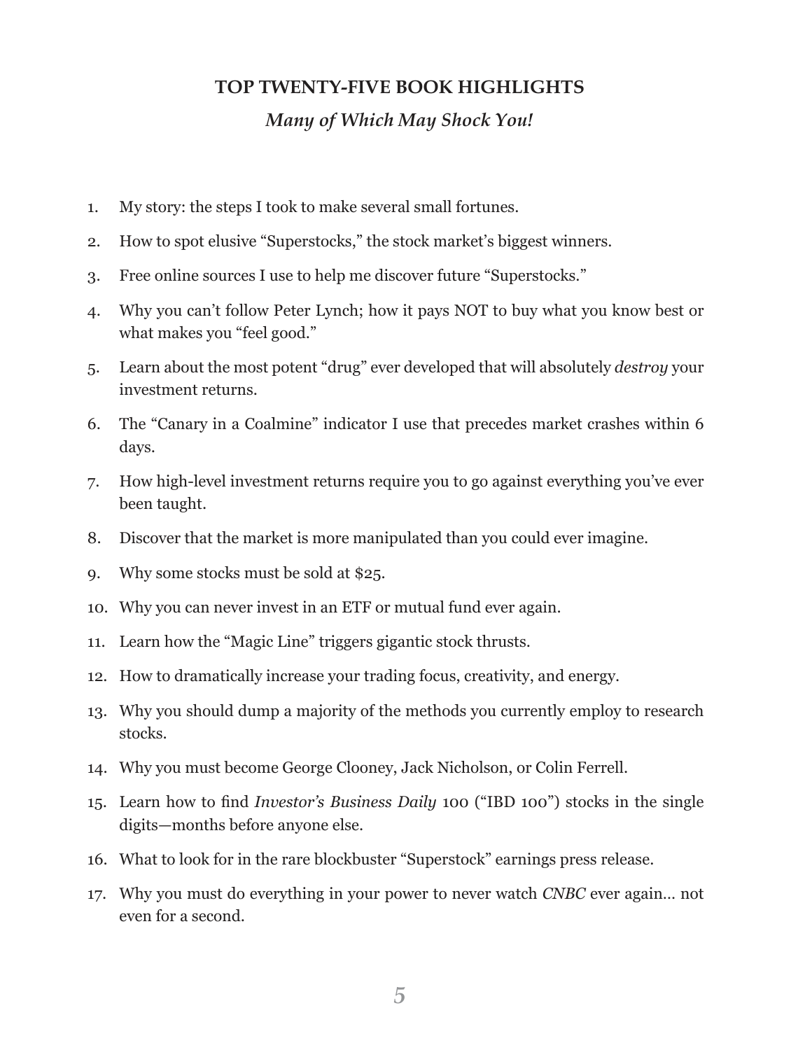## TOP TWENTY-FIVE BOOK HIGHLIGHTS

### *Many of Which May Shock You!*

1. My story: the steps I took to make several small fortunes.
2. How to spot elusive "Superstocks," the stock market's biggest winners.
3. Free online sources I use to help me discover future "Superstocks."
4. Why you can't follow Peter Lynch; how it pays NOT to buy what you know best or what makes you "feel good."
5. Learn about the most potent "drug" ever developed that will absolutely *destroy* your investment returns.
6. The "Canary in a Coalmine" indicator I use that precedes market crashes within 6 days.
7. How high-level investment returns require you to go against everything you've ever been taught.
8. Discover that the market is more manipulated than you could ever imagine.
9. Why some stocks must be sold at $25.
10. Why you can never invest in an ETF or mutual fund ever again.
11. Learn how the "Magic Line" triggers gigantic stock thrusts.
12. How to dramatically increase your trading focus, creativity, and energy.
13. Why you should dump a majority of the methods you currently employ to research stocks.
14. Why you must become George Clooney, Jack Nicholson, or Colin Ferrell.
15. Learn how to find *Investor's Business Daily* 100 ("IBD 100") stocks in the single digits—months before anyone else.
16. What to look for in the rare blockbuster "Superstock" earnings press release.
17. Why you must do everything in your power to never watch *CNBC* ever again… not even for a second.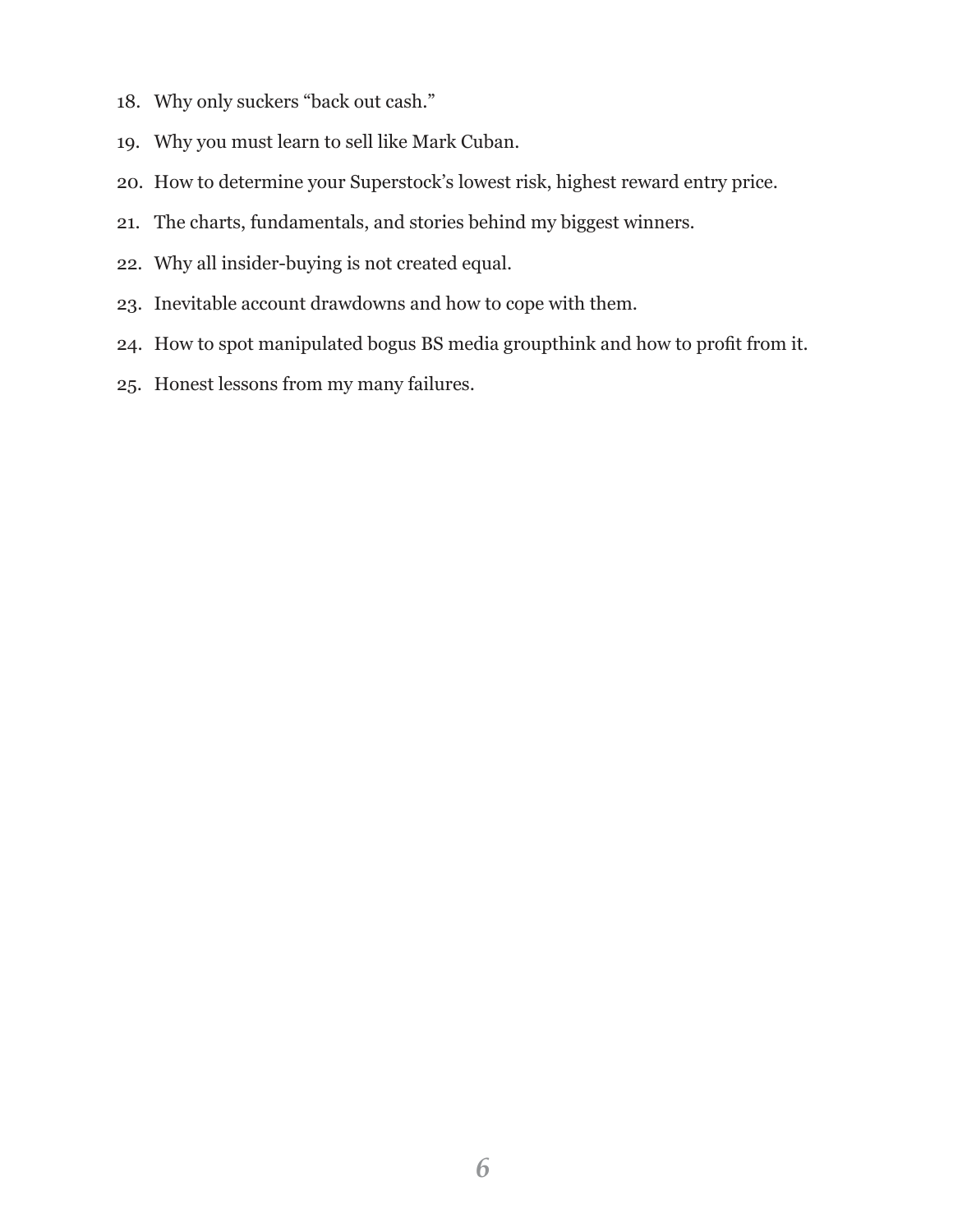18. Why only suckers "back out cash."
19. Why you must learn to sell like Mark Cuban.
20. How to determine your Superstock's lowest risk, highest reward entry price.
21. The charts, fundamentals, and stories behind my biggest winners.
22. Why all insider-buying is not created equal.
23. Inevitable account drawdowns and how to cope with them.
24. How to spot manipulated bogus BS media groupthink and how to profit from it.
25. Honest lessons from my many failures.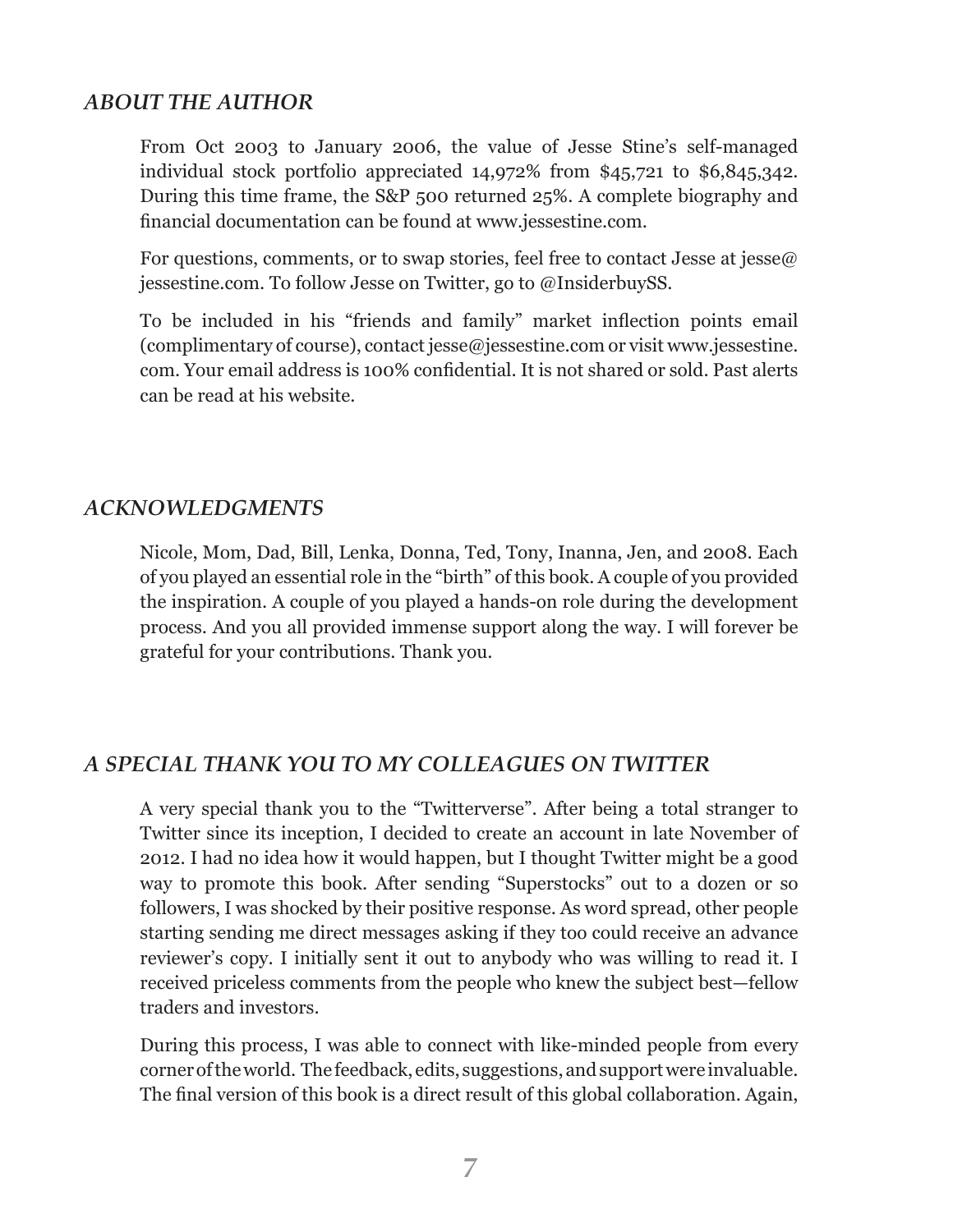## *ABOUT THE AUTHOR*

From Oct 2003 to January 2006, the value of Jesse Stine's self-managed individual stock portfolio appreciated 14,972% from $45,721 to $6,845,342. During this time frame, the S&P 500 returned 25%. A complete biography and financial documentation can be found at www.jessestine.com.

For questions, comments, or to swap stories, feel free to contact Jesse at jesse@jessestine.com. To follow Jesse on Twitter, go to @InsiderbuySS.

To be included in his "friends and family" market inflection points email (complimentary of course), contact jesse@jessestine.com or visit www.jessestine.com. Your email address is 100% confidential. It is not shared or sold. Past alerts can be read at his website.

## *ACKNOWLEDGMENTS*

Nicole, Mom, Dad, Bill, Lenka, Donna, Ted, Tony, Inanna, Jen, and 2008. Each of you played an essential role in the "birth" of this book. A couple of you provided the inspiration. A couple of you played a hands-on role during the development process. And you all provided immense support along the way. I will forever be grateful for your contributions. Thank you.

## *A SPECIAL THANK YOU TO MY COLLEAGUES ON TWITTER*

A very special thank you to the "Twitterverse". After being a total stranger to Twitter since its inception, I decided to create an account in late November of 2012. I had no idea how it would happen, but I thought Twitter might be a good way to promote this book. After sending "Superstocks" out to a dozen or so followers, I was shocked by their positive response. As word spread, other people starting sending me direct messages asking if they too could receive an advance reviewer's copy. I initially sent it out to anybody who was willing to read it. I received priceless comments from the people who knew the subject best—fellow traders and investors.

During this process, I was able to connect with like-minded people from every corner of the world. The feedback, edits, suggestions, and support were invaluable. The final version of this book is a direct result of this global collaboration. Again,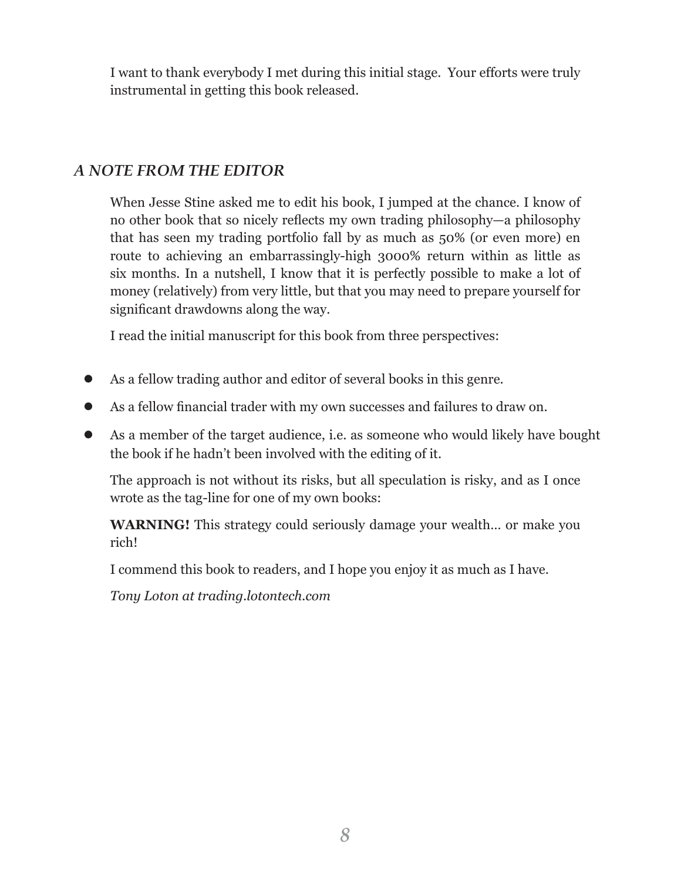I want to thank everybody I met during this initial stage.  Your efforts were truly instrumental in getting this book released.

## *A NOTE FROM THE EDITOR*

When Jesse Stine asked me to edit his book, I jumped at the chance. I know of no other book that so nicely reflects my own trading philosophy—a philosophy that has seen my trading portfolio fall by as much as 50% (or even more) en route to achieving an embarrassingly-high 3000% return within as little as six months. In a nutshell, I know that it is perfectly possible to make a lot of money (relatively) from very little, but that you may need to prepare yourself for significant drawdowns along the way.

I read the initial manuscript for this book from three perspectives:

- As a fellow trading author and editor of several books in this genre.
- As a fellow financial trader with my own successes and failures to draw on.
- As a member of the target audience, i.e. as someone who would likely have bought the book if he hadn't been involved with the editing of it.

The approach is not without its risks, but all speculation is risky, and as I once wrote as the tag-line for one of my own books:

**WARNING!** This strategy could seriously damage your wealth... or make you rich!

I commend this book to readers, and I hope you enjoy it as much as I have.

*Tony Loton at trading.lotontech.com*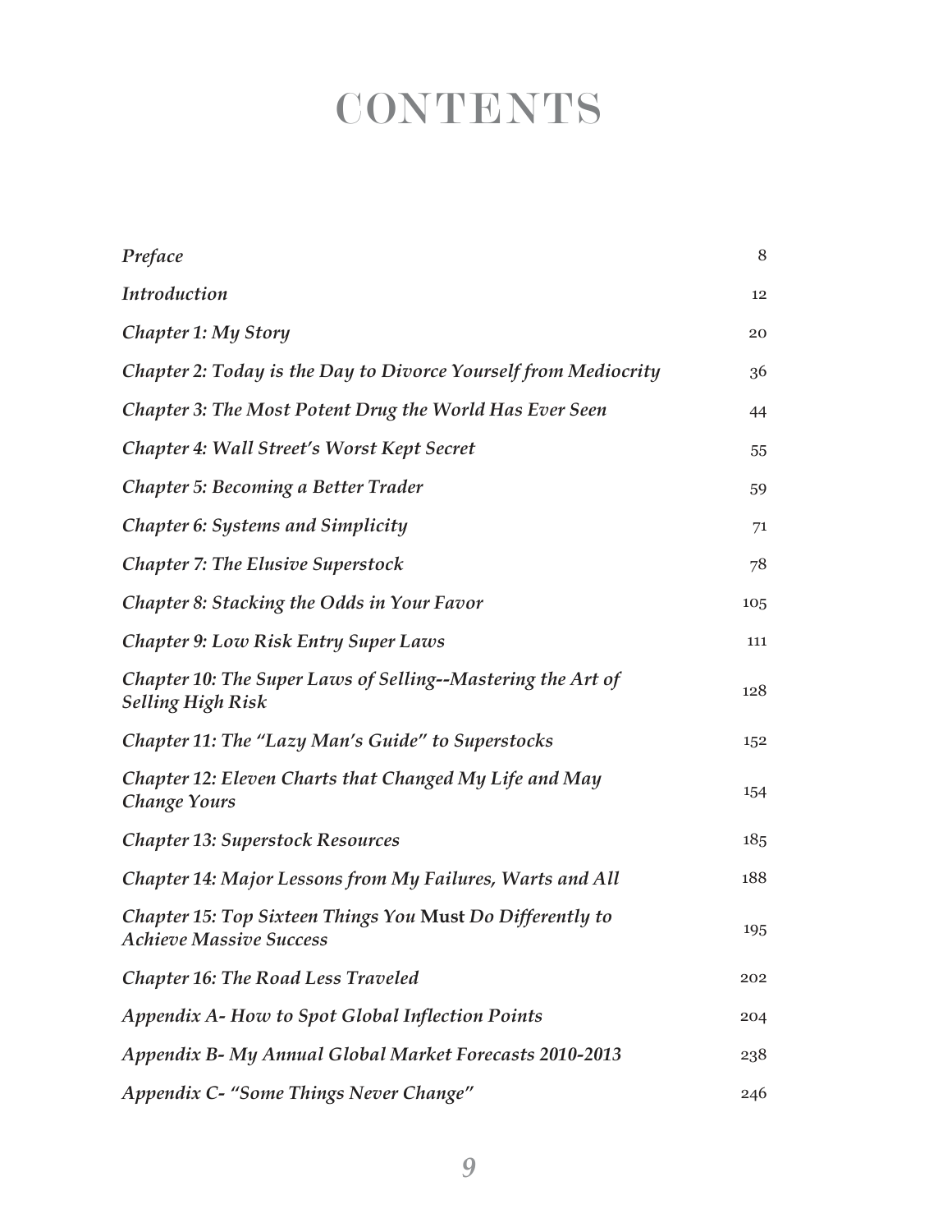# CONTENTS

| | |
|---|---|
| *Preface* | 8 |
| *Introduction* | 12 |
| *Chapter 1: My Story* | 20 |
| *Chapter 2: Today is the Day to Divorce Yourself from Mediocrity* | 36 |
| *Chapter 3: The Most Potent Drug the World Has Ever Seen* | 44 |
| *Chapter 4: Wall Street's Worst Kept Secret* | 55 |
| *Chapter 5: Becoming a Better Trader* | 59 |
| *Chapter 6: Systems and Simplicity* | 71 |
| *Chapter 7: The Elusive Superstock* | 78 |
| *Chapter 8: Stacking the Odds in Your Favor* | 105 |
| *Chapter 9: Low Risk Entry Super Laws* | 111 |
| *Chapter 10: The Super Laws of Selling--Mastering the Art of Selling High Risk* | 128 |
| *Chapter 11: The "Lazy Man's Guide" to Superstocks* | 152 |
| *Chapter 12: Eleven Charts that Changed My Life and May Change Yours* | 154 |
| *Chapter 13: Superstock Resources* | 185 |
| *Chapter 14: Major Lessons from My Failures, Warts and All* | 188 |
| *Chapter 15: Top Sixteen Things You* **Must** *Do Differently to Achieve Massive Success* | 195 |
| *Chapter 16: The Road Less Traveled* | 202 |
| *Appendix A- How to Spot Global Inflection Points* | 204 |
| *Appendix B- My Annual Global Market Forecasts 2010-2013* | 238 |
| *Appendix C- "Some Things Never Change"* | 246 |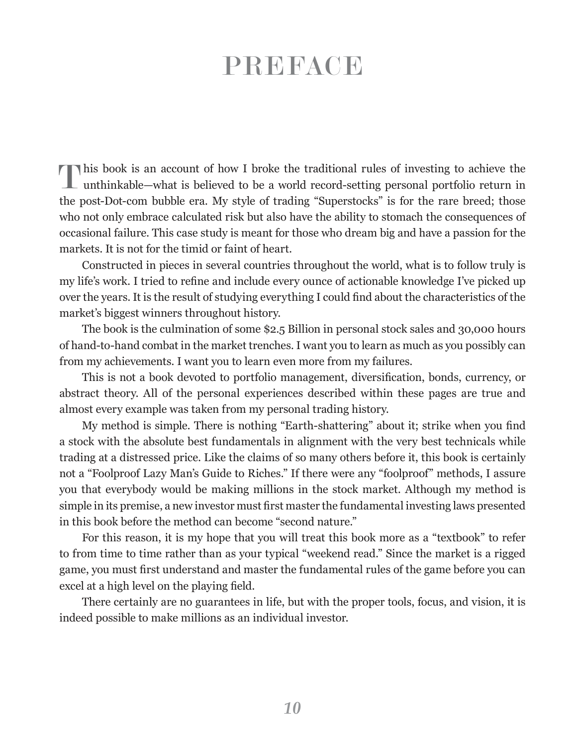# PREFACE

This book is an account of how I broke the traditional rules of investing to achieve the unthinkable—what is believed to be a world record-setting personal portfolio return in the post-Dot-com bubble era. My style of trading "Superstocks" is for the rare breed; those who not only embrace calculated risk but also have the ability to stomach the consequences of occasional failure. This case study is meant for those who dream big and have a passion for the markets. It is not for the timid or faint of heart.

Constructed in pieces in several countries throughout the world, what is to follow truly is my life's work. I tried to refine and include every ounce of actionable knowledge I've picked up over the years. It is the result of studying everything I could find about the characteristics of the market's biggest winners throughout history.

The book is the culmination of some $2.5 Billion in personal stock sales and 30,000 hours of hand-to-hand combat in the market trenches. I want you to learn as much as you possibly can from my achievements. I want you to learn even more from my failures.

This is not a book devoted to portfolio management, diversification, bonds, currency, or abstract theory. All of the personal experiences described within these pages are true and almost every example was taken from my personal trading history.

My method is simple. There is nothing "Earth-shattering" about it; strike when you find a stock with the absolute best fundamentals in alignment with the very best technicals while trading at a distressed price. Like the claims of so many others before it, this book is certainly not a "Foolproof Lazy Man's Guide to Riches." If there were any "foolproof" methods, I assure you that everybody would be making millions in the stock market. Although my method is simple in its premise, a new investor must first master the fundamental investing laws presented in this book before the method can become "second nature."

For this reason, it is my hope that you will treat this book more as a "textbook" to refer to from time to time rather than as your typical "weekend read." Since the market is a rigged game, you must first understand and master the fundamental rules of the game before you can excel at a high level on the playing field.

There certainly are no guarantees in life, but with the proper tools, focus, and vision, it is indeed possible to make millions as an individual investor.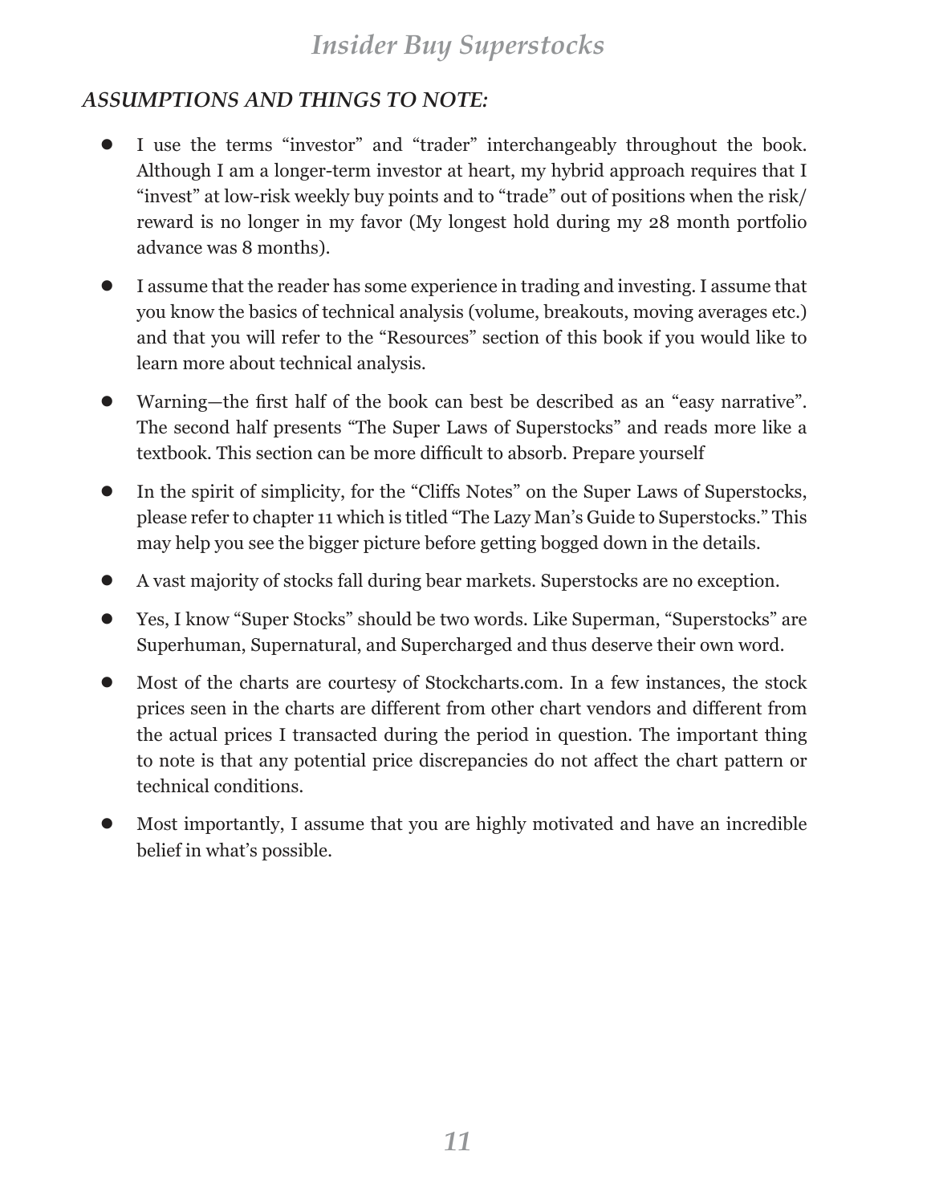### *ASSUMPTIONS AND THINGS TO NOTE:*

- I use the terms "investor" and "trader" interchangeably throughout the book. Although I am a longer-term investor at heart, my hybrid approach requires that I "invest" at low-risk weekly buy points and to "trade" out of positions when the risk/reward is no longer in my favor (My longest hold during my 28 month portfolio advance was 8 months).
- I assume that the reader has some experience in trading and investing. I assume that you know the basics of technical analysis (volume, breakouts, moving averages etc.) and that you will refer to the "Resources" section of this book if you would like to learn more about technical analysis.
- Warning—the first half of the book can best be described as an "easy narrative". The second half presents "The Super Laws of Superstocks" and reads more like a textbook. This section can be more difficult to absorb. Prepare yourself
- In the spirit of simplicity, for the "Cliffs Notes" on the Super Laws of Superstocks, please refer to chapter 11 which is titled "The Lazy Man's Guide to Superstocks." This may help you see the bigger picture before getting bogged down in the details.
- A vast majority of stocks fall during bear markets. Superstocks are no exception.
- Yes, I know "Super Stocks" should be two words. Like Superman, "Superstocks" are Superhuman, Supernatural, and Supercharged and thus deserve their own word.
- Most of the charts are courtesy of Stockcharts.com. In a few instances, the stock prices seen in the charts are different from other chart vendors and different from the actual prices I transacted during the period in question. The important thing to note is that any potential price discrepancies do not affect the chart pattern or technical conditions.
- Most importantly, I assume that you are highly motivated and have an incredible belief in what's possible.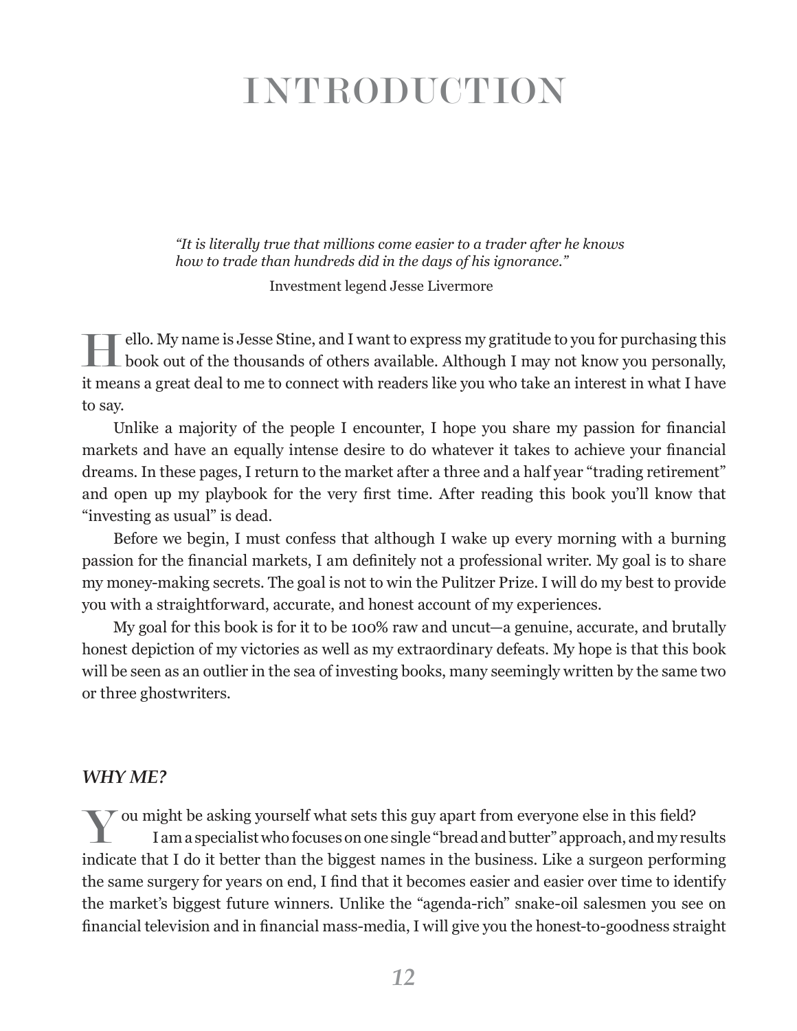# INTRODUCTION

> *"It is literally true that millions come easier to a trader after he knows how to trade than hundreds did in the days of his ignorance."*
>
> Investment legend Jesse Livermore

Hello. My name is Jesse Stine, and I want to express my gratitude to you for purchasing this book out of the thousands of others available. Although I may not know you personally, it means a great deal to me to connect with readers like you who take an interest in what I have to say.

Unlike a majority of the people I encounter, I hope you share my passion for financial markets and have an equally intense desire to do whatever it takes to achieve your financial dreams. In these pages, I return to the market after a three and a half year "trading retirement" and open up my playbook for the very first time. After reading this book you'll know that "investing as usual" is dead.

Before we begin, I must confess that although I wake up every morning with a burning passion for the financial markets, I am definitely not a professional writer. My goal is to share my money-making secrets. The goal is not to win the Pulitzer Prize. I will do my best to provide you with a straightforward, accurate, and honest account of my experiences.

My goal for this book is for it to be 100% raw and uncut—a genuine, accurate, and brutally honest depiction of my victories as well as my extraordinary defeats. My hope is that this book will be seen as an outlier in the sea of investing books, many seemingly written by the same two or three ghostwriters.

### *WHY ME?*

You might be asking yourself what sets this guy apart from everyone else in this field?

I am a specialist who focuses on one single "bread and butter" approach, and my results indicate that I do it better than the biggest names in the business. Like a surgeon performing the same surgery for years on end, I find that it becomes easier and easier over time to identify the market's biggest future winners. Unlike the "agenda-rich" snake-oil salesmen you see on financial television and in financial mass-media, I will give you the honest-to-goodness straight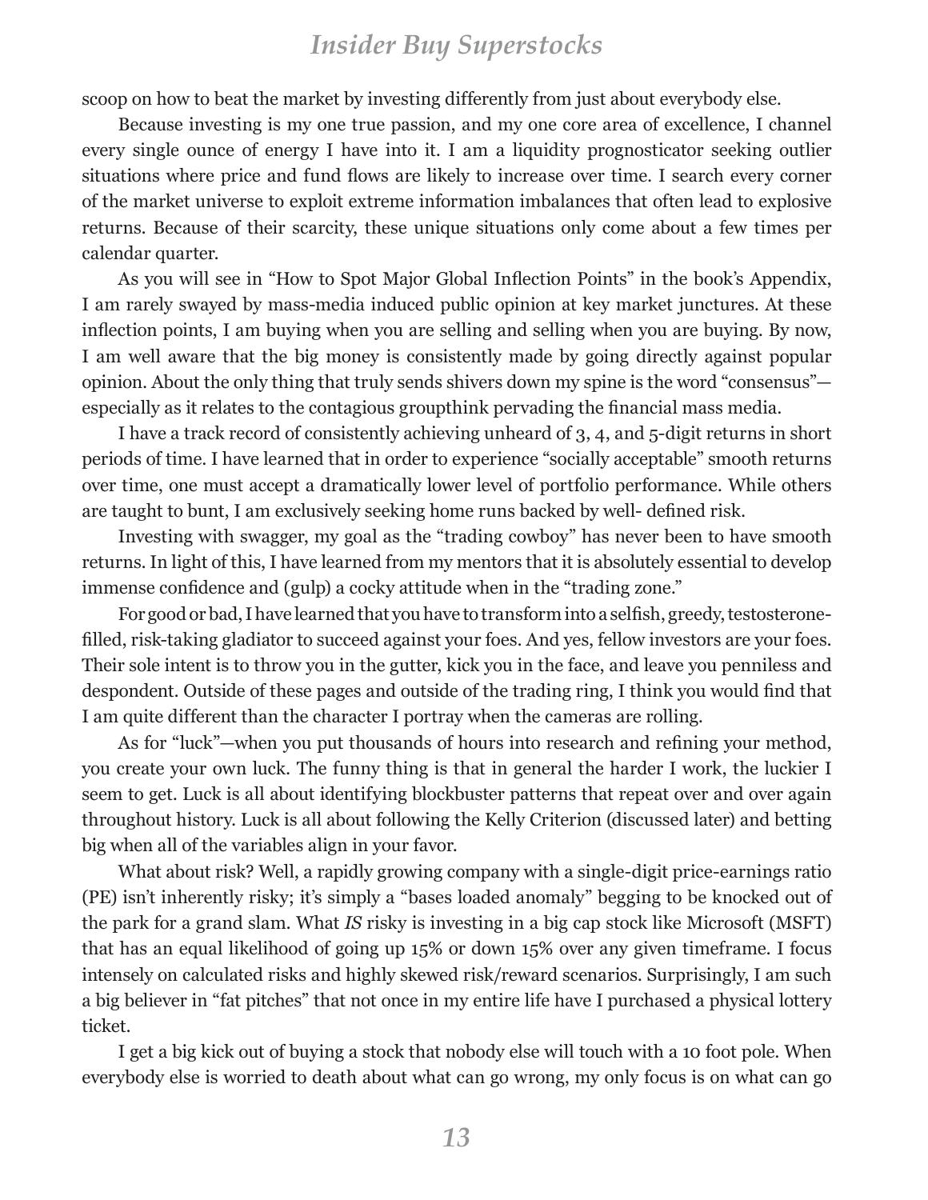scoop on how to beat the market by investing differently from just about everybody else.

Because investing is my one true passion, and my one core area of excellence, I channel every single ounce of energy I have into it. I am a liquidity prognosticator seeking outlier situations where price and fund flows are likely to increase over time. I search every corner of the market universe to exploit extreme information imbalances that often lead to explosive returns. Because of their scarcity, these unique situations only come about a few times per calendar quarter.

As you will see in "How to Spot Major Global Inflection Points" in the book's Appendix, I am rarely swayed by mass-media induced public opinion at key market junctures. At these inflection points, I am buying when you are selling and selling when you are buying. By now, I am well aware that the big money is consistently made by going directly against popular opinion. About the only thing that truly sends shivers down my spine is the word "consensus"—especially as it relates to the contagious groupthink pervading the financial mass media.

I have a track record of consistently achieving unheard of 3, 4, and 5-digit returns in short periods of time. I have learned that in order to experience "socially acceptable" smooth returns over time, one must accept a dramatically lower level of portfolio performance. While others are taught to bunt, I am exclusively seeking home runs backed by well- defined risk.

Investing with swagger, my goal as the "trading cowboy" has never been to have smooth returns. In light of this, I have learned from my mentors that it is absolutely essential to develop immense confidence and (gulp) a cocky attitude when in the "trading zone."

For good or bad, I have learned that you have to transform into a selfish, greedy, testosterone-filled, risk-taking gladiator to succeed against your foes. And yes, fellow investors are your foes. Their sole intent is to throw you in the gutter, kick you in the face, and leave you penniless and despondent. Outside of these pages and outside of the trading ring, I think you would find that I am quite different than the character I portray when the cameras are rolling.

As for "luck"—when you put thousands of hours into research and refining your method, you create your own luck. The funny thing is that in general the harder I work, the luckier I seem to get. Luck is all about identifying blockbuster patterns that repeat over and over again throughout history. Luck is all about following the Kelly Criterion (discussed later) and betting big when all of the variables align in your favor.

What about risk? Well, a rapidly growing company with a single-digit price-earnings ratio (PE) isn't inherently risky; it's simply a "bases loaded anomaly" begging to be knocked out of the park for a grand slam. What *IS* risky is investing in a big cap stock like Microsoft (MSFT) that has an equal likelihood of going up 15% or down 15% over any given timeframe. I focus intensely on calculated risks and highly skewed risk/reward scenarios. Surprisingly, I am such a big believer in "fat pitches" that not once in my entire life have I purchased a physical lottery ticket.

I get a big kick out of buying a stock that nobody else will touch with a 10 foot pole. When everybody else is worried to death about what can go wrong, my only focus is on what can go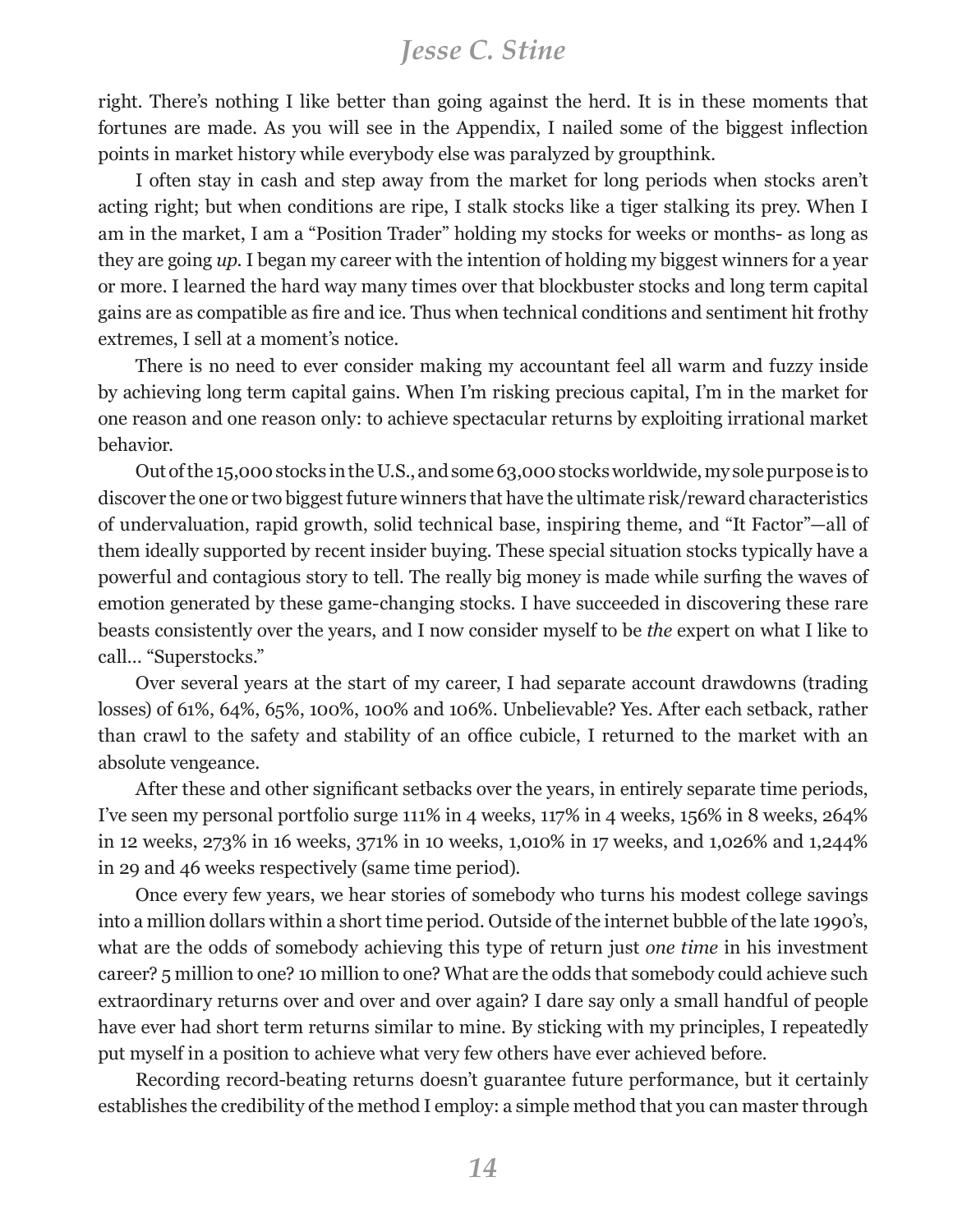right. There's nothing I like better than going against the herd. It is in these moments that fortunes are made. As you will see in the Appendix, I nailed some of the biggest inflection points in market history while everybody else was paralyzed by groupthink.

I often stay in cash and step away from the market for long periods when stocks aren't acting right; but when conditions are ripe, I stalk stocks like a tiger stalking its prey. When I am in the market, I am a "Position Trader" holding my stocks for weeks or months- as long as they are going *up*. I began my career with the intention of holding my biggest winners for a year or more. I learned the hard way many times over that blockbuster stocks and long term capital gains are as compatible as fire and ice. Thus when technical conditions and sentiment hit frothy extremes, I sell at a moment's notice.

There is no need to ever consider making my accountant feel all warm and fuzzy inside by achieving long term capital gains. When I'm risking precious capital, I'm in the market for one reason and one reason only: to achieve spectacular returns by exploiting irrational market behavior.

Out of the 15,000 stocks in the U.S., and some 63,000 stocks worldwide, my sole purpose is to discover the one or two biggest future winners that have the ultimate risk/reward characteristics of undervaluation, rapid growth, solid technical base, inspiring theme, and "It Factor"—all of them ideally supported by recent insider buying. These special situation stocks typically have a powerful and contagious story to tell. The really big money is made while surfing the waves of emotion generated by these game-changing stocks. I have succeeded in discovering these rare beasts consistently over the years, and I now consider myself to be *the* expert on what I like to call... "Superstocks."

Over several years at the start of my career, I had separate account drawdowns (trading losses) of 61%, 64%, 65%, 100%, 100% and 106%. Unbelievable? Yes. After each setback, rather than crawl to the safety and stability of an office cubicle, I returned to the market with an absolute vengeance.

After these and other significant setbacks over the years, in entirely separate time periods, I've seen my personal portfolio surge 111% in 4 weeks, 117% in 4 weeks, 156% in 8 weeks, 264% in 12 weeks, 273% in 16 weeks, 371% in 10 weeks, 1,010% in 17 weeks, and 1,026% and 1,244% in 29 and 46 weeks respectively (same time period).

Once every few years, we hear stories of somebody who turns his modest college savings into a million dollars within a short time period. Outside of the internet bubble of the late 1990's, what are the odds of somebody achieving this type of return just *one time* in his investment career? 5 million to one? 10 million to one? What are the odds that somebody could achieve such extraordinary returns over and over and over again? I dare say only a small handful of people have ever had short term returns similar to mine. By sticking with my principles, I repeatedly put myself in a position to achieve what very few others have ever achieved before.

Recording record-beating returns doesn't guarantee future performance, but it certainly establishes the credibility of the method I employ: a simple method that you can master through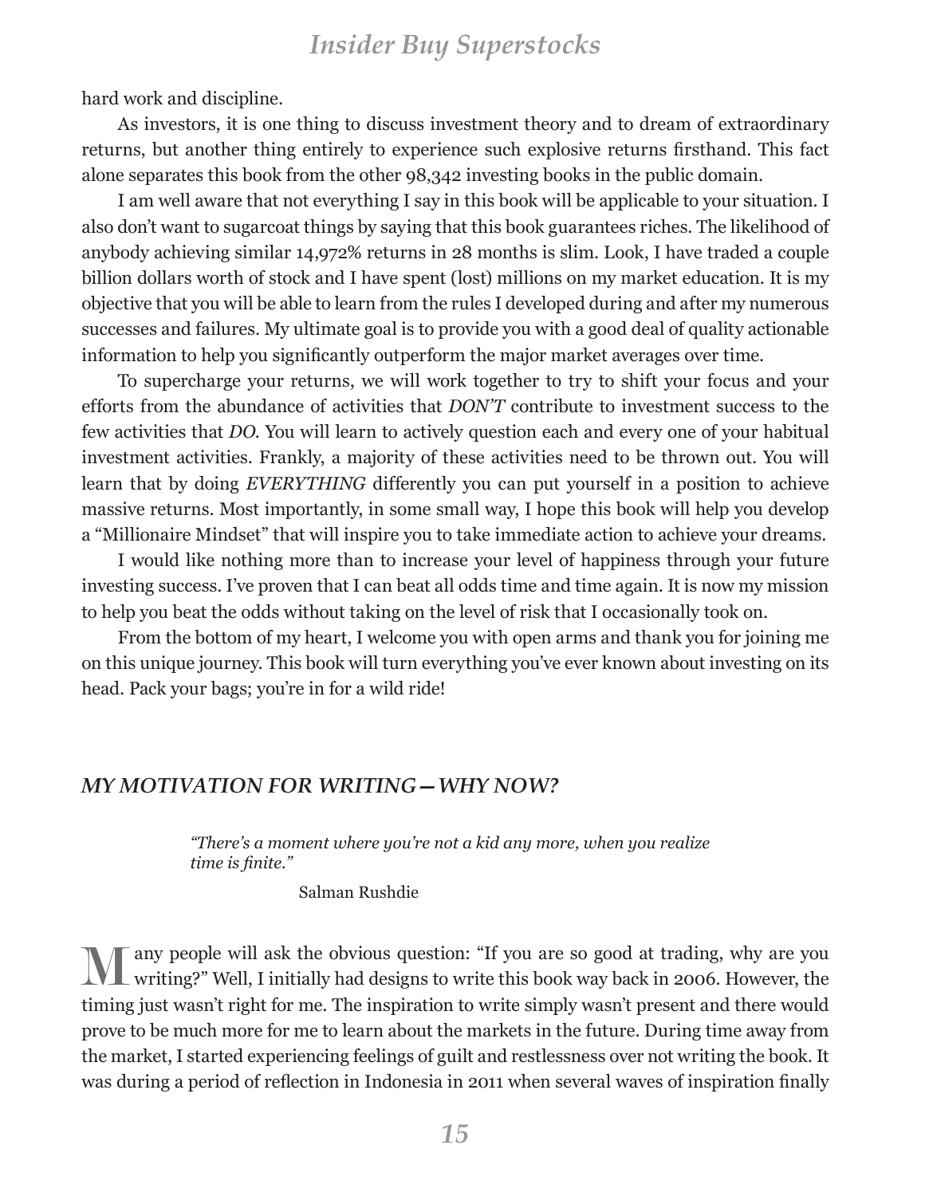hard work and discipline.

As investors, it is one thing to discuss investment theory and to dream of extraordinary returns, but another thing entirely to experience such explosive returns firsthand. This fact alone separates this book from the other 98,342 investing books in the public domain.

I am well aware that not everything I say in this book will be applicable to your situation. I also don't want to sugarcoat things by saying that this book guarantees riches. The likelihood of anybody achieving similar 14,972% returns in 28 months is slim. Look, I have traded a couple billion dollars worth of stock and I have spent (lost) millions on my market education. It is my objective that you will be able to learn from the rules I developed during and after my numerous successes and failures. My ultimate goal is to provide you with a good deal of quality actionable information to help you significantly outperform the major market averages over time.

To supercharge your returns, we will work together to try to shift your focus and your efforts from the abundance of activities that *DON'T* contribute to investment success to the few activities that *DO*. You will learn to actively question each and every one of your habitual investment activities. Frankly, a majority of these activities need to be thrown out. You will learn that by doing *EVERYTHING* differently you can put yourself in a position to achieve massive returns. Most importantly, in some small way, I hope this book will help you develop a "Millionaire Mindset" that will inspire you to take immediate action to achieve your dreams.

I would like nothing more than to increase your level of happiness through your future investing success. I've proven that I can beat all odds time and time again. It is now my mission to help you beat the odds without taking on the level of risk that I occasionally took on.

From the bottom of my heart, I welcome you with open arms and thank you for joining me on this unique journey. This book will turn everything you've ever known about investing on its head. Pack your bags; you're in for a wild ride!

## *MY MOTIVATION FOR WRITING—WHY NOW?*

> *"There's a moment where you're not a kid any more, when you realize time is finite."*
>
> Salman Rushdie

Many people will ask the obvious question: "If you are so good at trading, why are you writing?" Well, I initially had designs to write this book way back in 2006. However, the timing just wasn't right for me. The inspiration to write simply wasn't present and there would prove to be much more for me to learn about the markets in the future. During time away from the market, I started experiencing feelings of guilt and restlessness over not writing the book. It was during a period of reflection in Indonesia in 2011 when several waves of inspiration finally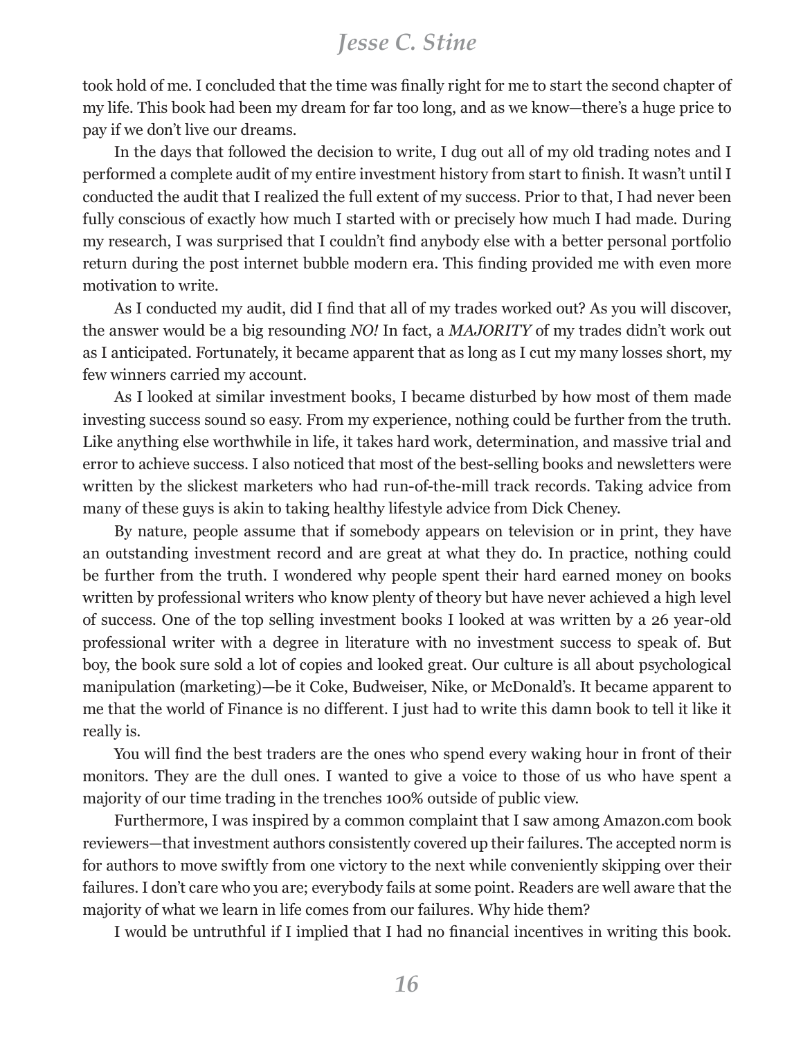took hold of me. I concluded that the time was finally right for me to start the second chapter of my life. This book had been my dream for far too long, and as we know—there's a huge price to pay if we don't live our dreams.

In the days that followed the decision to write, I dug out all of my old trading notes and I performed a complete audit of my entire investment history from start to finish. It wasn't until I conducted the audit that I realized the full extent of my success. Prior to that, I had never been fully conscious of exactly how much I started with or precisely how much I had made. During my research, I was surprised that I couldn't find anybody else with a better personal portfolio return during the post internet bubble modern era. This finding provided me with even more motivation to write.

As I conducted my audit, did I find that all of my trades worked out? As you will discover, the answer would be a big resounding *NO!* In fact, a *MAJORITY* of my trades didn't work out as I anticipated. Fortunately, it became apparent that as long as I cut my many losses short, my few winners carried my account.

As I looked at similar investment books, I became disturbed by how most of them made investing success sound so easy. From my experience, nothing could be further from the truth. Like anything else worthwhile in life, it takes hard work, determination, and massive trial and error to achieve success. I also noticed that most of the best-selling books and newsletters were written by the slickest marketers who had run-of-the-mill track records. Taking advice from many of these guys is akin to taking healthy lifestyle advice from Dick Cheney.

By nature, people assume that if somebody appears on television or in print, they have an outstanding investment record and are great at what they do. In practice, nothing could be further from the truth. I wondered why people spent their hard earned money on books written by professional writers who know plenty of theory but have never achieved a high level of success. One of the top selling investment books I looked at was written by a 26 year-old professional writer with a degree in literature with no investment success to speak of. But boy, the book sure sold a lot of copies and looked great. Our culture is all about psychological manipulation (marketing)—be it Coke, Budweiser, Nike, or McDonald's. It became apparent to me that the world of Finance is no different. I just had to write this damn book to tell it like it really is.

You will find the best traders are the ones who spend every waking hour in front of their monitors. They are the dull ones. I wanted to give a voice to those of us who have spent a majority of our time trading in the trenches 100% outside of public view.

Furthermore, I was inspired by a common complaint that I saw among Amazon.com book reviewers—that investment authors consistently covered up their failures. The accepted norm is for authors to move swiftly from one victory to the next while conveniently skipping over their failures. I don't care who you are; everybody fails at some point. Readers are well aware that the majority of what we learn in life comes from our failures. Why hide them?

I would be untruthful if I implied that I had no financial incentives in writing this book.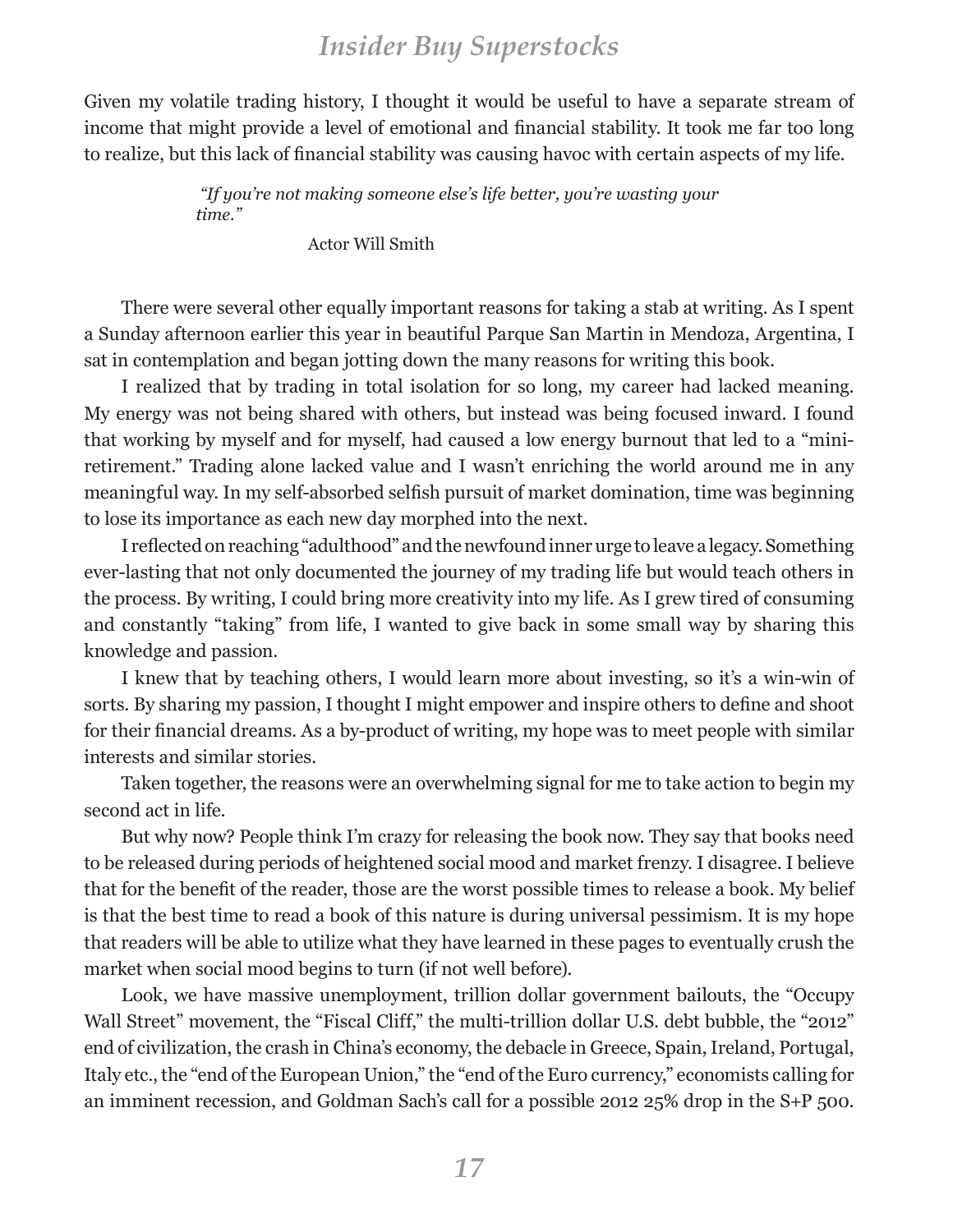Given my volatile trading history, I thought it would be useful to have a separate stream of income that might provide a level of emotional and financial stability. It took me far too long to realize, but this lack of financial stability was causing havoc with certain aspects of my life.

> *"If you're not making someone else's life better, you're wasting your time."*
>
> Actor Will Smith

There were several other equally important reasons for taking a stab at writing. As I spent a Sunday afternoon earlier this year in beautiful Parque San Martin in Mendoza, Argentina, I sat in contemplation and began jotting down the many reasons for writing this book.

I realized that by trading in total isolation for so long, my career had lacked meaning. My energy was not being shared with others, but instead was being focused inward. I found that working by myself and for myself, had caused a low energy burnout that led to a "mini-retirement." Trading alone lacked value and I wasn't enriching the world around me in any meaningful way. In my self-absorbed selfish pursuit of market domination, time was beginning to lose its importance as each new day morphed into the next.

I reflected on reaching "adulthood" and the newfound inner urge to leave a legacy. Something ever-lasting that not only documented the journey of my trading life but would teach others in the process. By writing, I could bring more creativity into my life. As I grew tired of consuming and constantly "taking" from life, I wanted to give back in some small way by sharing this knowledge and passion.

I knew that by teaching others, I would learn more about investing, so it's a win-win of sorts. By sharing my passion, I thought I might empower and inspire others to define and shoot for their financial dreams. As a by-product of writing, my hope was to meet people with similar interests and similar stories.

Taken together, the reasons were an overwhelming signal for me to take action to begin my second act in life.

But why now? People think I'm crazy for releasing the book now. They say that books need to be released during periods of heightened social mood and market frenzy. I disagree. I believe that for the benefit of the reader, those are the worst possible times to release a book. My belief is that the best time to read a book of this nature is during universal pessimism. It is my hope that readers will be able to utilize what they have learned in these pages to eventually crush the market when social mood begins to turn (if not well before).

Look, we have massive unemployment, trillion dollar government bailouts, the "Occupy Wall Street" movement, the "Fiscal Cliff," the multi-trillion dollar U.S. debt bubble, the "2012" end of civilization, the crash in China's economy, the debacle in Greece, Spain, Ireland, Portugal, Italy etc., the "end of the European Union," the "end of the Euro currency," economists calling for an imminent recession, and Goldman Sach's call for a possible 2012 25% drop in the S+P 500.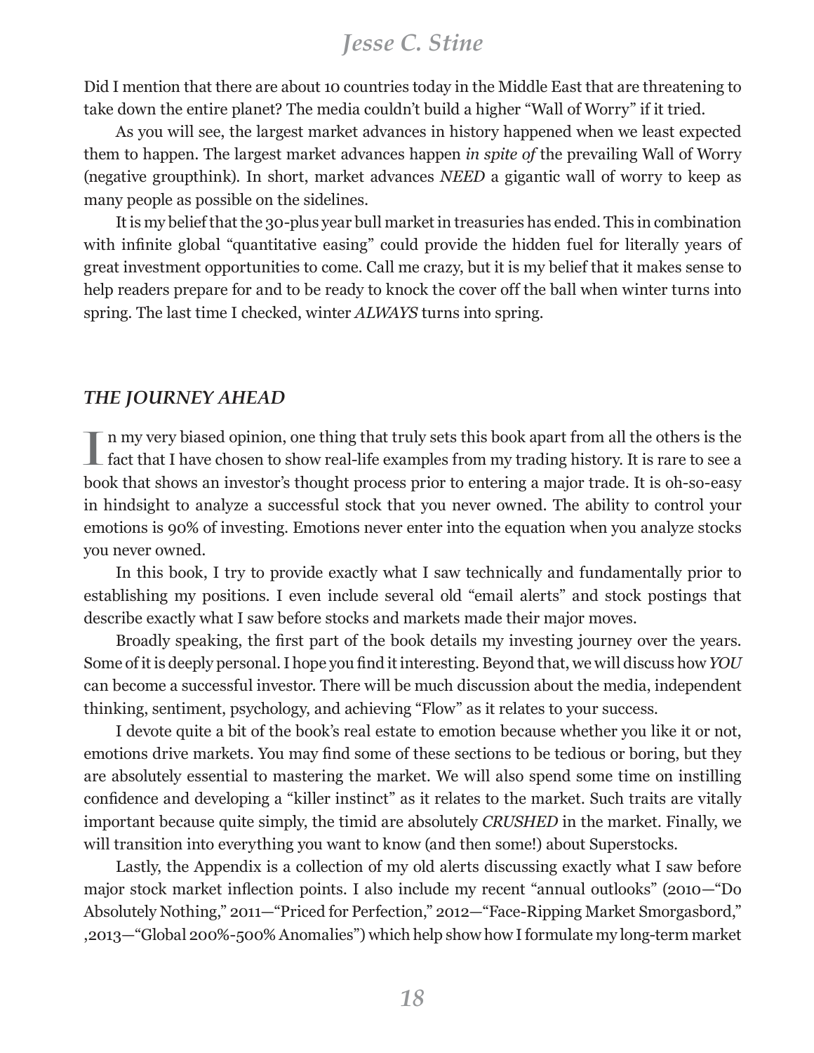Did I mention that there are about 10 countries today in the Middle East that are threatening to take down the entire planet? The media couldn't build a higher "Wall of Worry" if it tried.

As you will see, the largest market advances in history happened when we least expected them to happen. The largest market advances happen *in spite of* the prevailing Wall of Worry (negative groupthink). In short, market advances *NEED* a gigantic wall of worry to keep as many people as possible on the sidelines.

It is my belief that the 30-plus year bull market in treasuries has ended. This in combination with infinite global "quantitative easing" could provide the hidden fuel for literally years of great investment opportunities to come. Call me crazy, but it is my belief that it makes sense to help readers prepare for and to be ready to knock the cover off the ball when winter turns into spring. The last time I checked, winter *ALWAYS* turns into spring.

### *THE JOURNEY AHEAD*

In my very biased opinion, one thing that truly sets this book apart from all the others is the fact that I have chosen to show real-life examples from my trading history. It is rare to see a book that shows an investor's thought process prior to entering a major trade. It is oh-so-easy in hindsight to analyze a successful stock that you never owned. The ability to control your emotions is 90% of investing. Emotions never enter into the equation when you analyze stocks you never owned.

In this book, I try to provide exactly what I saw technically and fundamentally prior to establishing my positions. I even include several old "email alerts" and stock postings that describe exactly what I saw before stocks and markets made their major moves.

Broadly speaking, the first part of the book details my investing journey over the years. Some of it is deeply personal. I hope you find it interesting. Beyond that, we will discuss how *YOU* can become a successful investor. There will be much discussion about the media, independent thinking, sentiment, psychology, and achieving "Flow" as it relates to your success.

I devote quite a bit of the book's real estate to emotion because whether you like it or not, emotions drive markets. You may find some of these sections to be tedious or boring, but they are absolutely essential to mastering the market. We will also spend some time on instilling confidence and developing a "killer instinct" as it relates to the market. Such traits are vitally important because quite simply, the timid are absolutely *CRUSHED* in the market. Finally, we will transition into everything you want to know (and then some!) about Superstocks.

Lastly, the Appendix is a collection of my old alerts discussing exactly what I saw before major stock market inflection points. I also include my recent "annual outlooks" (2010—"Do Absolutely Nothing," 2011—"Priced for Perfection," 2012—"Face-Ripping Market Smorgasbord," ,2013—"Global 200%-500% Anomalies") which help show how I formulate my long-term market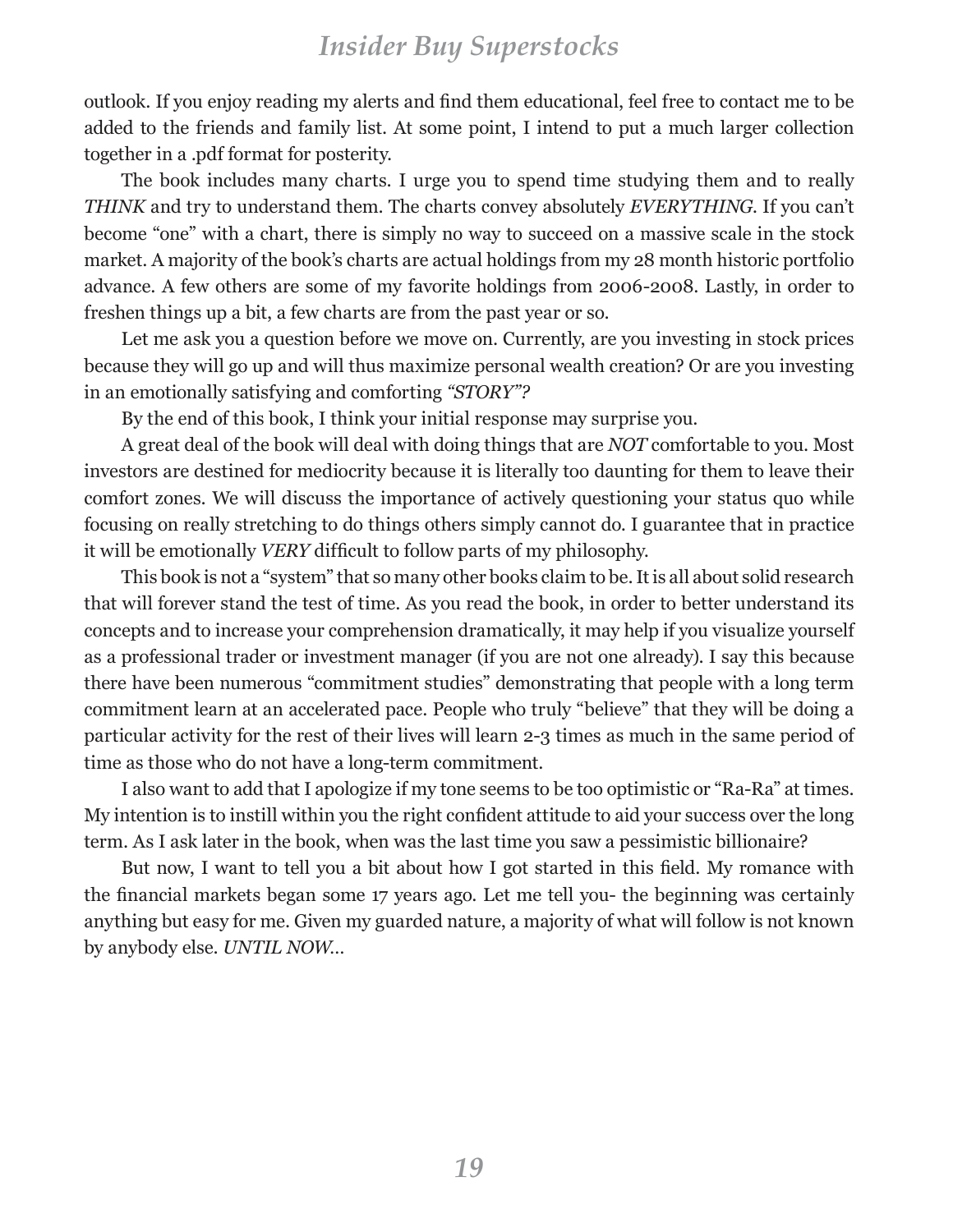outlook. If you enjoy reading my alerts and find them educational, feel free to contact me to be added to the friends and family list. At some point, I intend to put a much larger collection together in a .pdf format for posterity.

The book includes many charts. I urge you to spend time studying them and to really *THINK* and try to understand them. The charts convey absolutely *EVERYTHING*. If you can't become "one" with a chart, there is simply no way to succeed on a massive scale in the stock market. A majority of the book's charts are actual holdings from my 28 month historic portfolio advance. A few others are some of my favorite holdings from 2006-2008. Lastly, in order to freshen things up a bit, a few charts are from the past year or so.

Let me ask you a question before we move on. Currently, are you investing in stock prices because they will go up and will thus maximize personal wealth creation? Or are you investing in an emotionally satisfying and comforting *"STORY"?*

By the end of this book, I think your initial response may surprise you.

A great deal of the book will deal with doing things that are *NOT* comfortable to you. Most investors are destined for mediocrity because it is literally too daunting for them to leave their comfort zones. We will discuss the importance of actively questioning your status quo while focusing on really stretching to do things others simply cannot do. I guarantee that in practice it will be emotionally *VERY* difficult to follow parts of my philosophy.

This book is not a "system" that so many other books claim to be. It is all about solid research that will forever stand the test of time. As you read the book, in order to better understand its concepts and to increase your comprehension dramatically, it may help if you visualize yourself as a professional trader or investment manager (if you are not one already). I say this because there have been numerous "commitment studies" demonstrating that people with a long term commitment learn at an accelerated pace. People who truly "believe" that they will be doing a particular activity for the rest of their lives will learn 2-3 times as much in the same period of time as those who do not have a long-term commitment.

I also want to add that I apologize if my tone seems to be too optimistic or "Ra-Ra" at times. My intention is to instill within you the right confident attitude to aid your success over the long term. As I ask later in the book, when was the last time you saw a pessimistic billionaire?

But now, I want to tell you a bit about how I got started in this field. My romance with the financial markets began some 17 years ago. Let me tell you- the beginning was certainly anything but easy for me. Given my guarded nature, a majority of what will follow is not known by anybody else. *UNTIL NOW...*